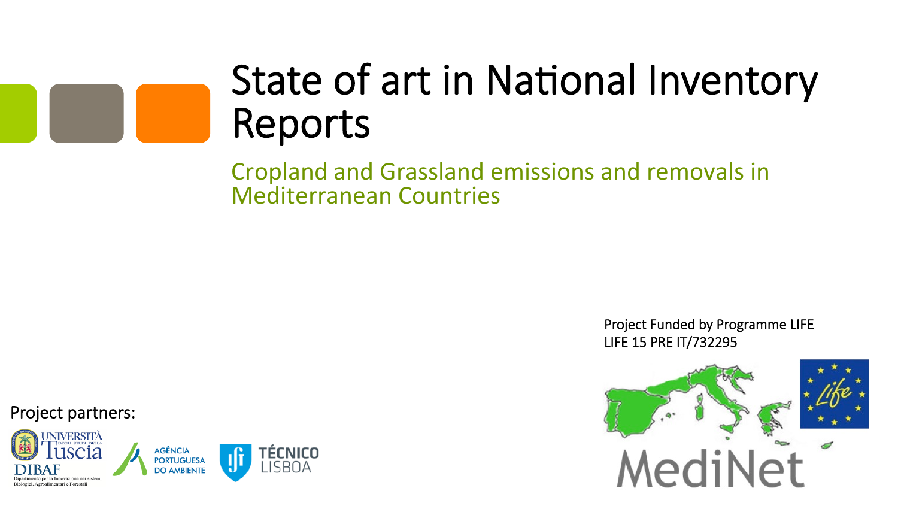# State of art in National Inventory Reports

## Cropland and Grassland emissions and removals in Mediterranean Countries

Project Funded by Programme LIFE
LIFE 15 PRE IT/732295

Project partners:

UNIVERSITÀ DEGLI STUDI DELLA Tuscia
DIBAF
Dipartimento per la Innovazione nei sistemi Biologici, Agroalimentari e Forestali

AGÊNCIA PORTUGUESA DO AMBIENTE

TÉCNICO LISBOA

MediNet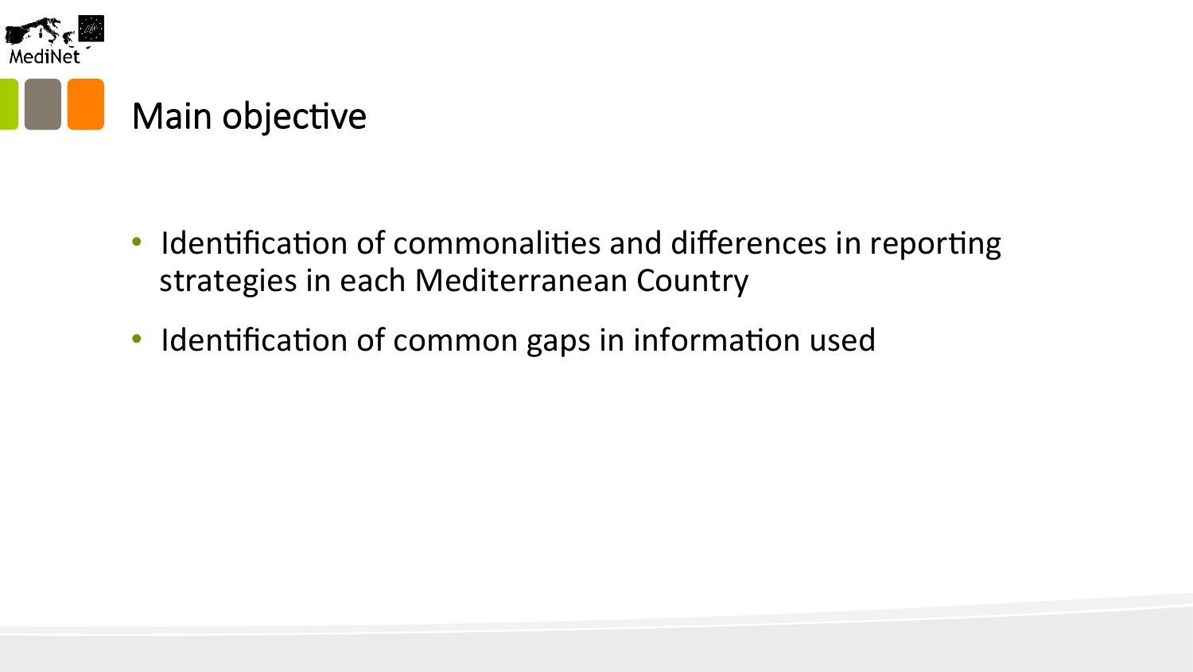# Main objective

- Identification of commonalities and differences in reporting strategies in each Mediterranean Country
- Identification of common gaps in information used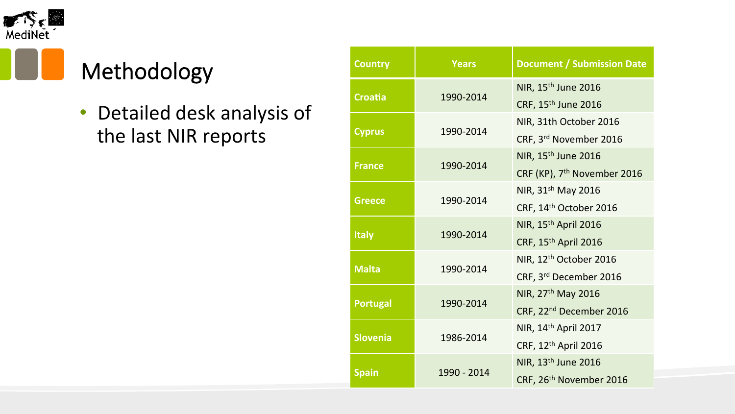# Methodology

- Detailed desk analysis of the last NIR reports

| Country | Years | Document / Submission Date |
| --- | --- | --- |
| Croatia | 1990-2014 | NIR, 15th June 2016<br>CRF, 15th June 2016 |
| Cyprus | 1990-2014 | NIR, 31th October 2016<br>CRF, 3rd November 2016 |
| France | 1990-2014 | NIR, 15th June 2016<br>CRF (KP), 7th November 2016 |
| Greece | 1990-2014 | NIR, 31sh May 2016<br>CRF, 14th October 2016 |
| Italy | 1990-2014 | NIR, 15th April 2016<br>CRF, 15th April 2016 |
| Malta | 1990-2014 | NIR, 12th October 2016<br>CRF, 3rd December 2016 |
| Portugal | 1990-2014 | NIR, 27th May 2016<br>CRF, 22nd December 2016 |
| Slovenia | 1986-2014 | NIR, 14th April 2017<br>CRF, 12th April 2016 |
| Spain | 1990 - 2014 | NIR, 13th June 2016<br>CRF, 26th November 2016 |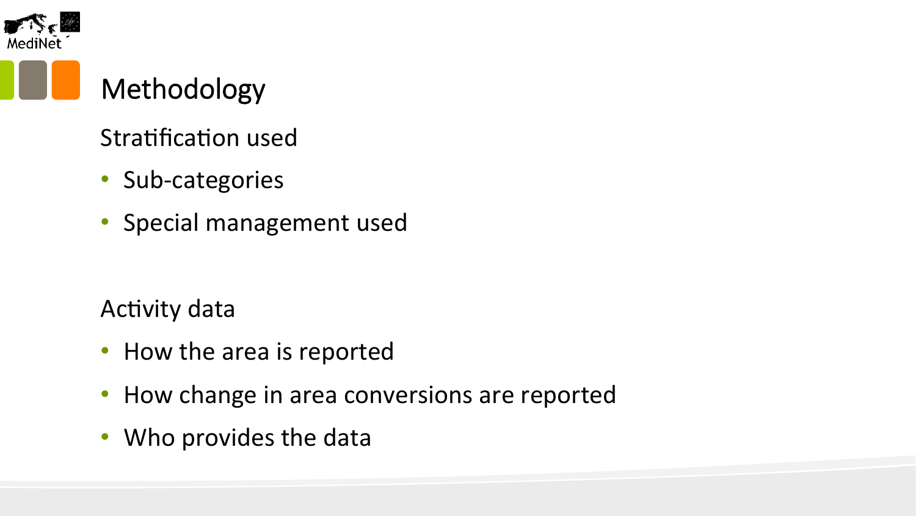# Methodology

Stratification used

- Sub-categories
- Special management used

Activity data

- How the area is reported
- How change in area conversions are reported
- Who provides the data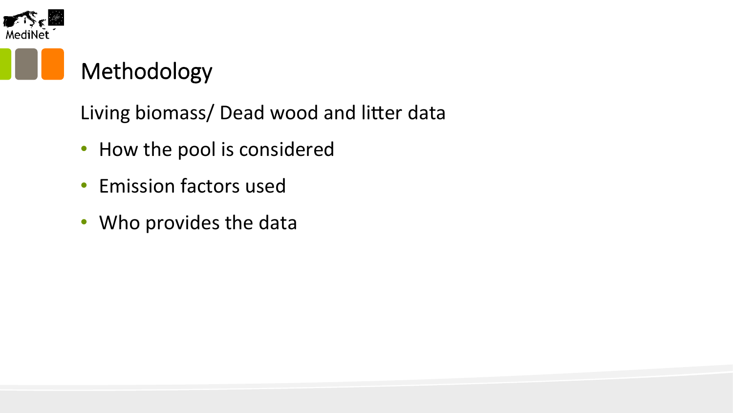# Methodology

Living biomass/ Dead wood and litter data

- How the pool is considered
- Emission factors used
- Who provides the data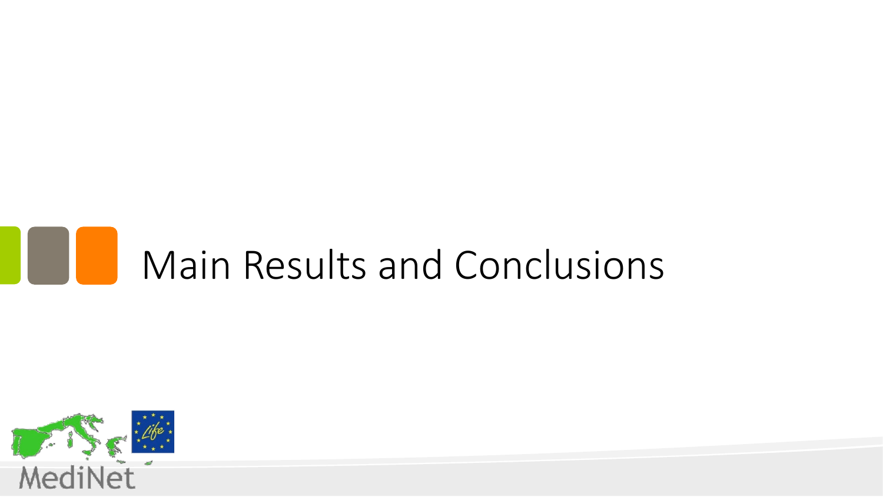# Main Results and Conclusions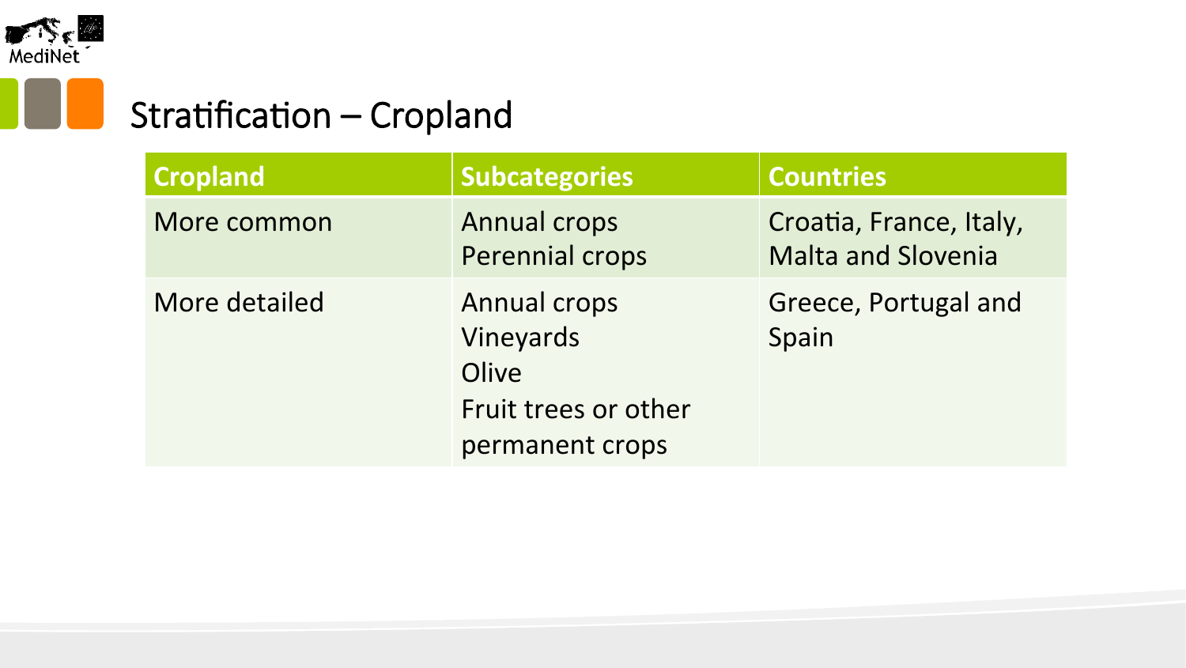# Stratification – Cropland

| Cropland | Subcategories | Countries |
| --- | --- | --- |
| More common | Annual crops<br>Perennial crops | Croatia, France, Italy, Malta and Slovenia |
| More detailed | Annual crops<br>Vineyards<br>Olive<br>Fruit trees or other permanent crops | Greece, Portugal and Spain |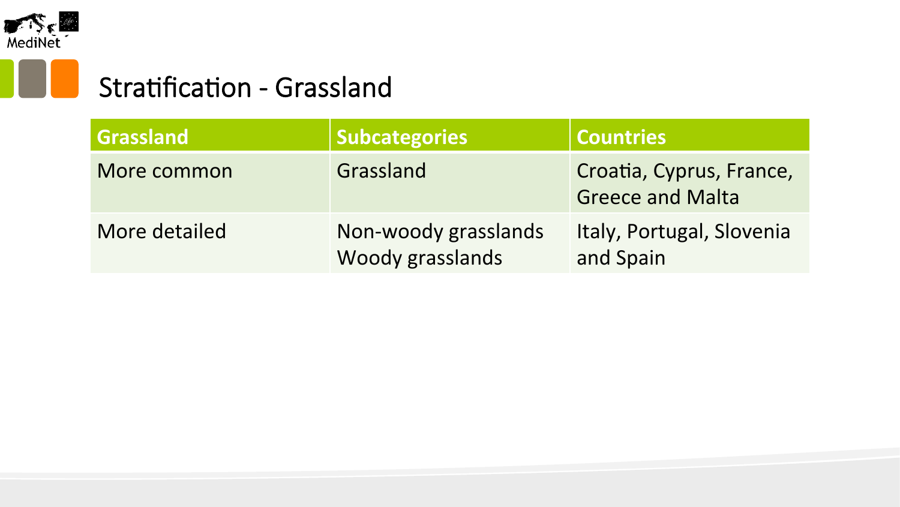# Stratification - Grassland

| Grassland | Subcategories | Countries |
|---|---|---|
| More common | Grassland | Croatia, Cyprus, France, Greece and Malta |
| More detailed | Non-woody grasslands<br>Woody grasslands | Italy, Portugal, Slovenia and Spain |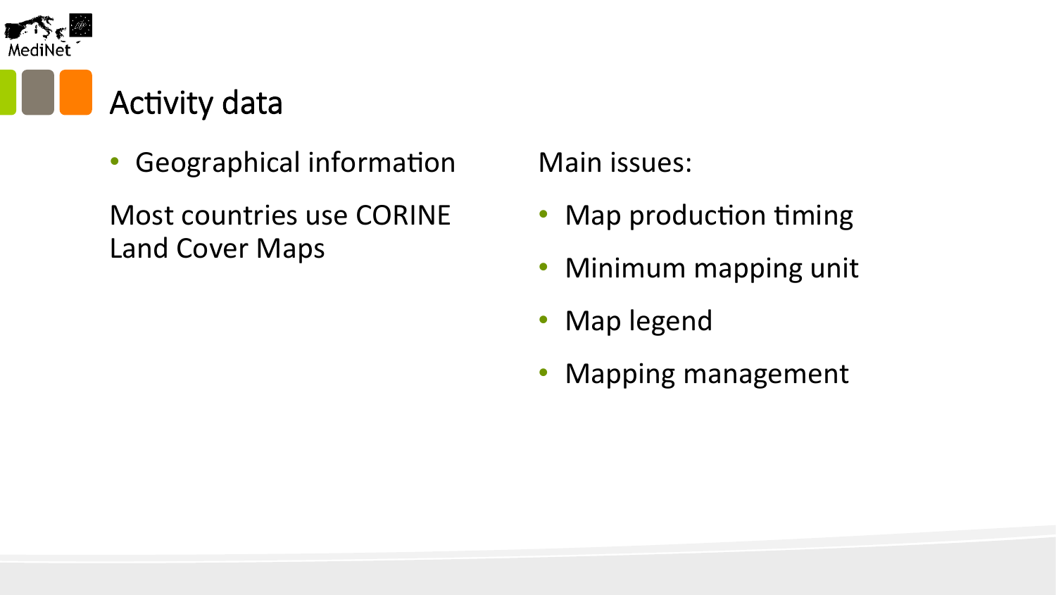# Activity data

- Geographical information

Most countries use CORINE Land Cover Maps

Main issues:

- Map production timing
- Minimum mapping unit
- Map legend
- Mapping management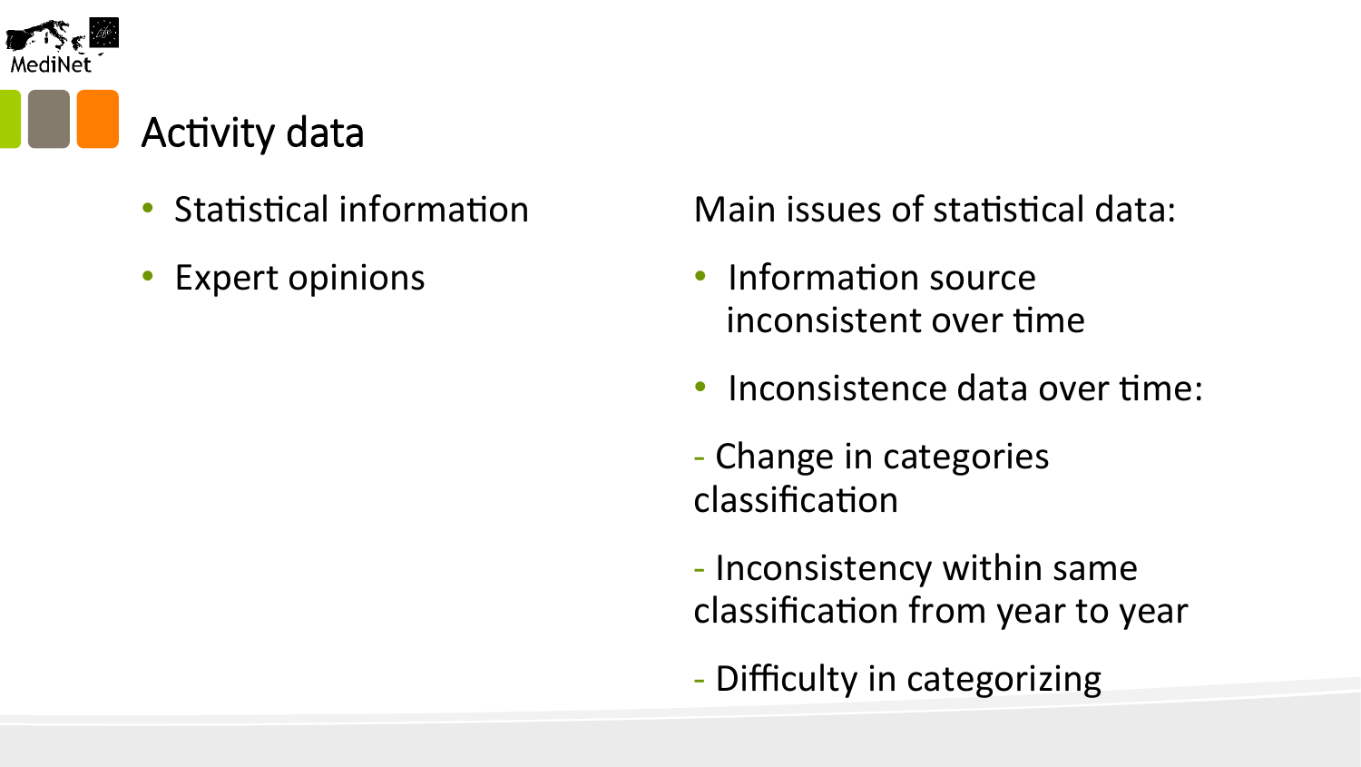# Activity data

- Statistical information
- Expert opinions

Main issues of statistical data:

- Information source inconsistent over time
- Inconsistence data over time:

- Change in categories classification

- Inconsistency within same classification from year to year

- Difficulty in categorizing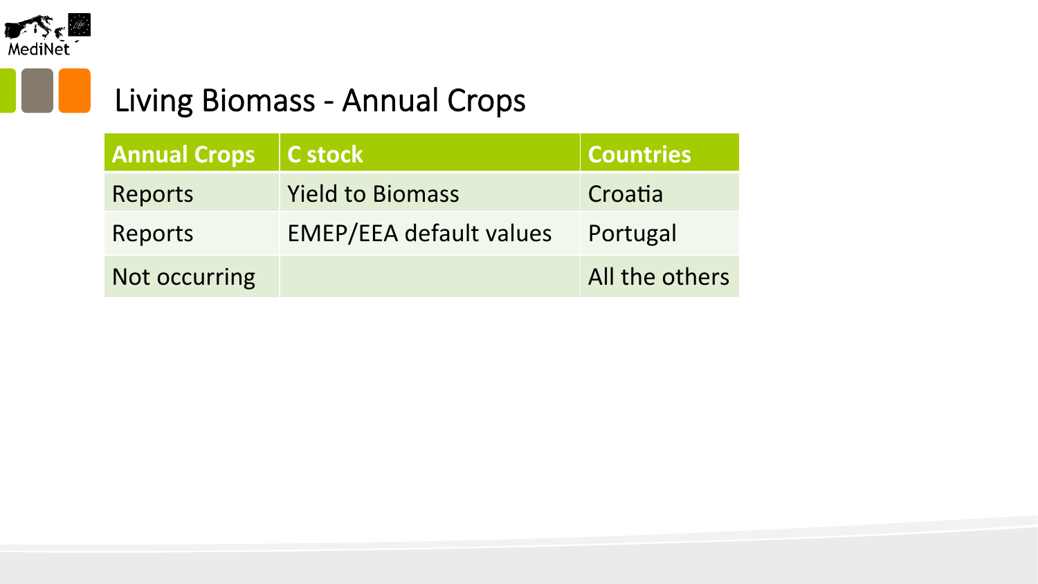# Living Biomass - Annual Crops

| Annual Crops | C stock | Countries |
| --- | --- | --- |
| Reports | Yield to Biomass | Croatia |
| Reports | EMEP/EEA default values | Portugal |
| Not occurring | | All the others |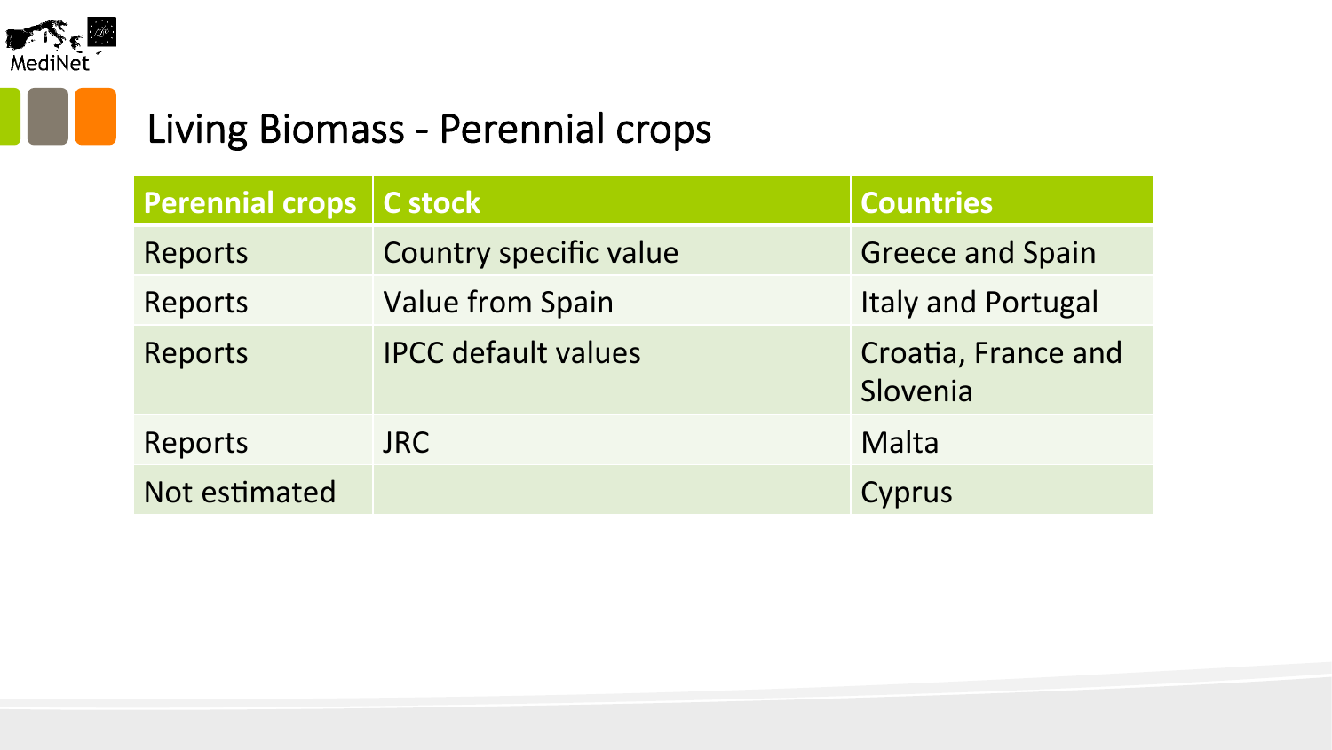# Living Biomass - Perennial crops

| Perennial crops | C stock | Countries |
| --- | --- | --- |
| Reports | Country specific value | Greece and Spain |
| Reports | Value from Spain | Italy and Portugal |
| Reports | IPCC default values | Croatia, France and Slovenia |
| Reports | JRC | Malta |
| Not estimated | | Cyprus |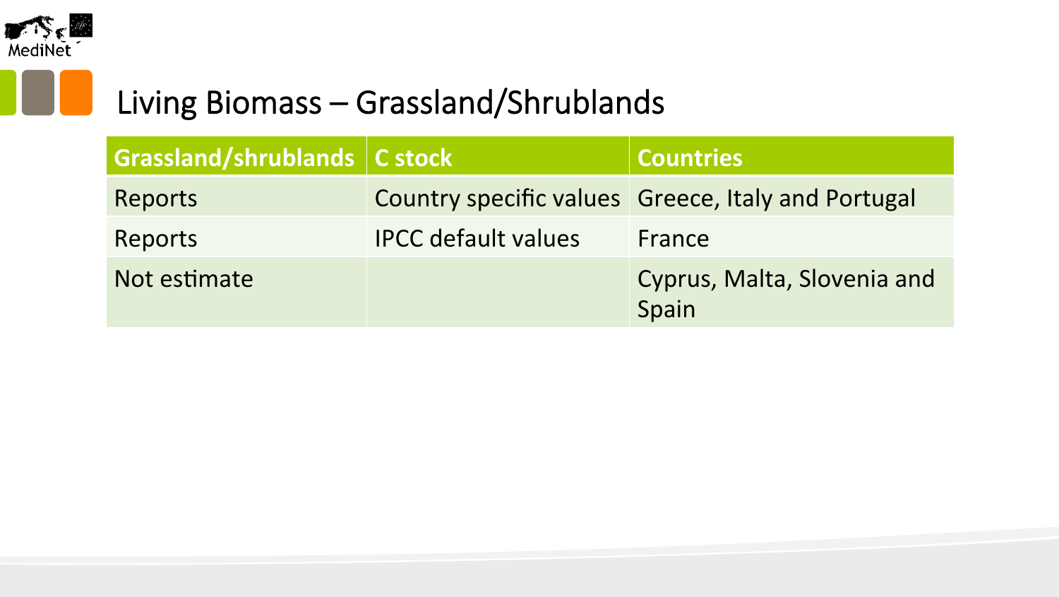# Living Biomass – Grassland/Shrublands

| Grassland/shrublands | C stock | Countries |
|---|---|---|
| Reports | Country specific values | Greece, Italy and Portugal |
| Reports | IPCC default values | France |
| Not estimate | | Cyprus, Malta, Slovenia and Spain |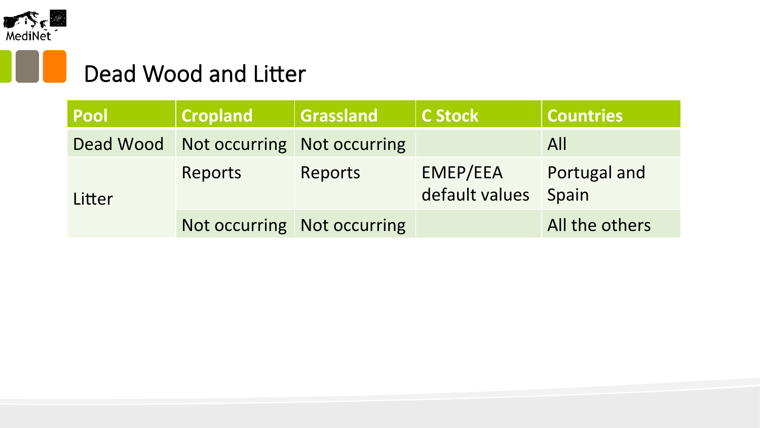# Dead Wood and Litter

| Pool | Cropland | Grassland | C Stock | Countries |
|---|---|---|---|---|
| Dead Wood | Not occurring | Not occurring | | All |
| Litter | Reports | Reports | EMEP/EEA default values | Portugal and Spain |
| | Not occurring | Not occurring | | All the others |